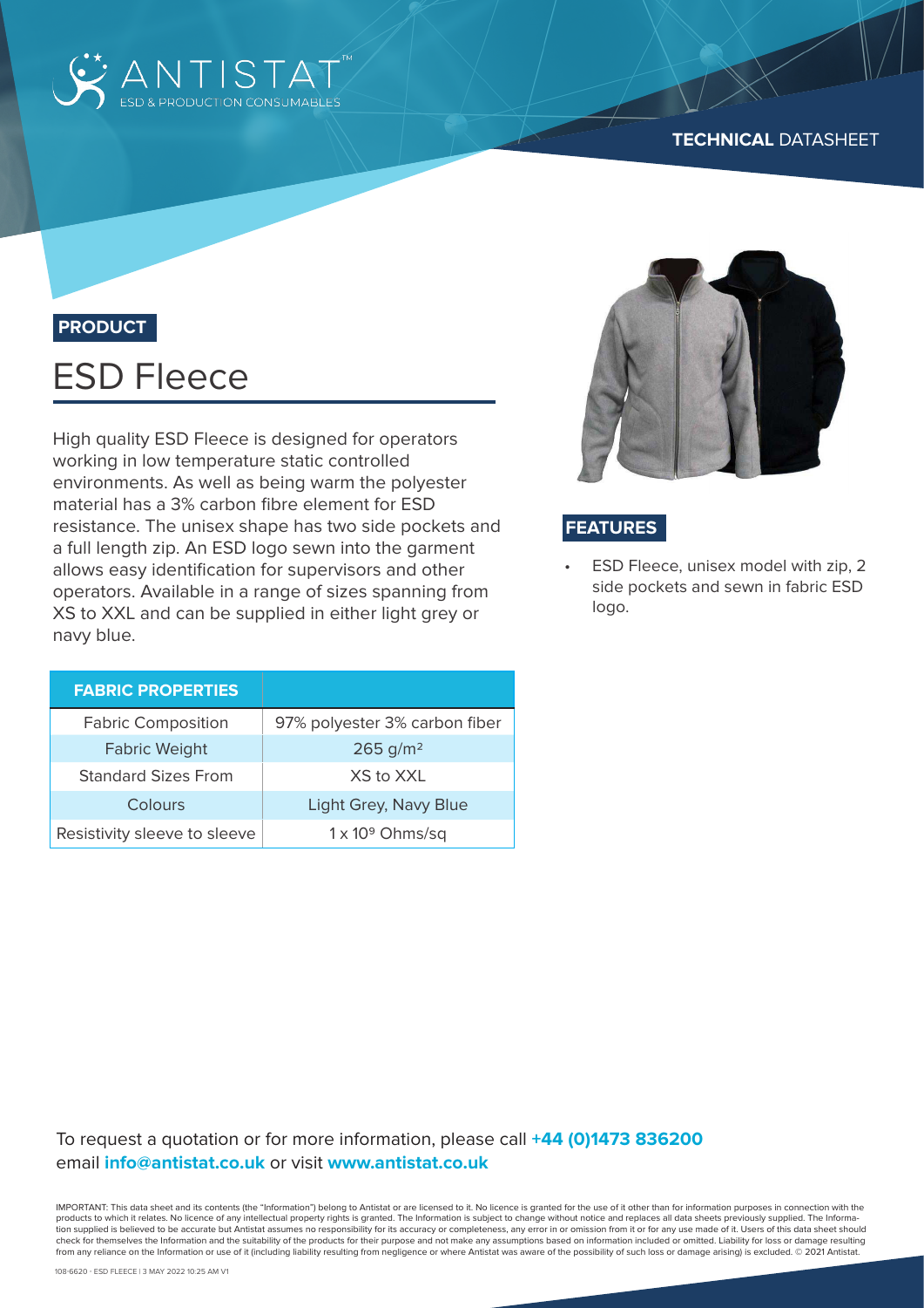ANTISTAT™
ESD & PRODUCTION CONSUMABLES

**TECHNICAL** DATASHEET

**PRODUCT**

# ESD Fleece

High quality ESD Fleece is designed for operators working in low temperature static controlled environments. As well as being warm the polyester material has a 3% carbon fibre element for ESD resistance. The unisex shape has two side pockets and a full length zip. An ESD logo sewn into the garment allows easy identification for supervisors and other operators. Available in a range of sizes spanning from XS to XXL and can be supplied in either light grey or navy blue.

| FABRIC PROPERTIES | |
|---|---|
| Fabric Composition | 97% polyester 3% carbon fiber |
| Fabric Weight | 265 g/m² |
| Standard Sizes From | XS to XXL |
| Colours | Light Grey, Navy Blue |
| Resistivity sleeve to sleeve | $1 \times 10^9$ Ohms/sq |

**FEATURES**

- ESD Fleece, unisex model with zip, 2 side pockets and sewn in fabric ESD logo.

To request a quotation or for more information, please call **+44 (0)1473 836200** email **info@antistat.co.uk** or visit **www.antistat.co.uk**

IMPORTANT: This data sheet and its contents (the "Information") belong to Antistat or are licensed to it. No licence is granted for the use of it other than for information purposes in connection with the products to which it relates. No licence of any intellectual property rights is granted. The Information is subject to change without notice and replaces all data sheets previously supplied. The Information supplied is believed to be accurate but Antistat assumes no responsibility for its accuracy or completeness, any error in or omission from it or for any use made of it. Users of this data sheet should check for themselves the Information and the suitability of the products for their purpose and not make any assumptions based on information included or omitted. Liability for loss or damage resulting from any reliance on the Information or use of it (including liability resulting from negligence or where Antistat was aware of the possibility of such loss or damage arising) is excluded. © 2021 Antistat.

108-6620 - ESD FLEECE | 3 MAY 2022 10:25 AM V1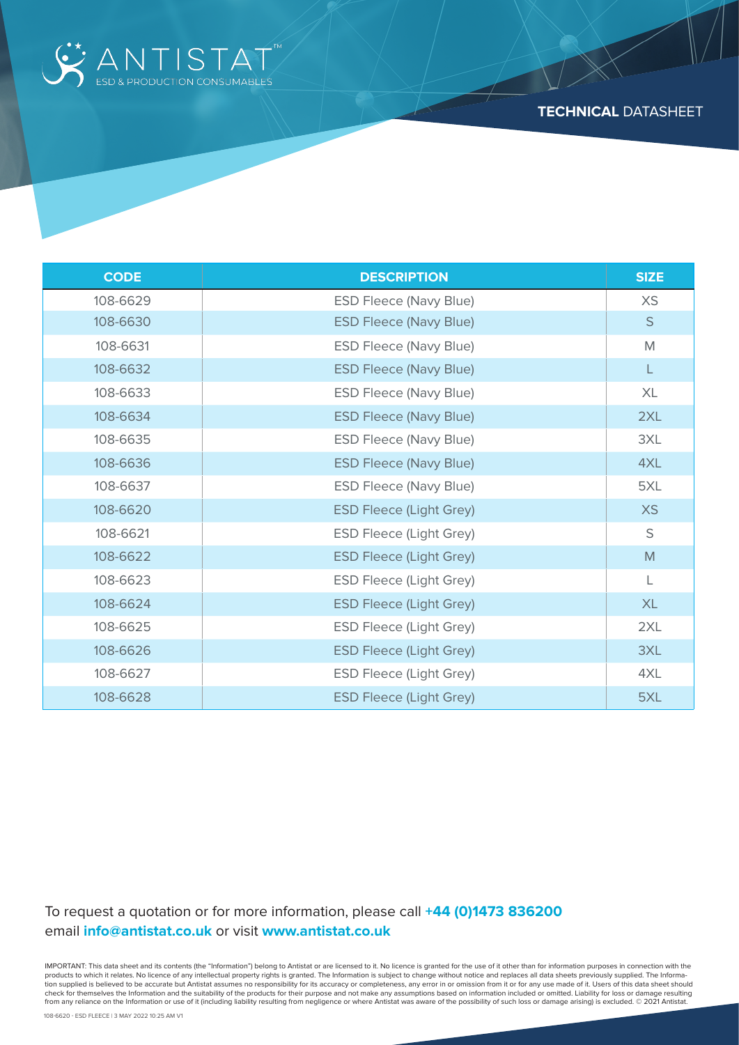ANTISTAT™
ESD & PRODUCTION CONSUMABLES

**TECHNICAL** DATASHEET

| CODE | DESCRIPTION | SIZE |
|---|---|---|
| 108-6629 | ESD Fleece (Navy Blue) | XS |
| 108-6630 | ESD Fleece (Navy Blue) | S |
| 108-6631 | ESD Fleece (Navy Blue) | M |
| 108-6632 | ESD Fleece (Navy Blue) | L |
| 108-6633 | ESD Fleece (Navy Blue) | XL |
| 108-6634 | ESD Fleece (Navy Blue) | 2XL |
| 108-6635 | ESD Fleece (Navy Blue) | 3XL |
| 108-6636 | ESD Fleece (Navy Blue) | 4XL |
| 108-6637 | ESD Fleece (Navy Blue) | 5XL |
| 108-6620 | ESD Fleece (Light Grey) | XS |
| 108-6621 | ESD Fleece (Light Grey) | S |
| 108-6622 | ESD Fleece (Light Grey) | M |
| 108-6623 | ESD Fleece (Light Grey) | L |
| 108-6624 | ESD Fleece (Light Grey) | XL |
| 108-6625 | ESD Fleece (Light Grey) | 2XL |
| 108-6626 | ESD Fleece (Light Grey) | 3XL |
| 108-6627 | ESD Fleece (Light Grey) | 4XL |
| 108-6628 | ESD Fleece (Light Grey) | 5XL |

To request a quotation or for more information, please call **+44 (0)1473 836200**
email **info@antistat.co.uk** or visit **www.antistat.co.uk**

IMPORTANT: This data sheet and its contents (the "Information") belong to Antistat or are licensed to it. No licence is granted for the use of it other than for information purposes in connection with the products to which it relates. No licence of any intellectual property rights is granted. The Information is subject to change without notice and replaces all data sheets previously supplied. The Information supplied is believed to be accurate but Antistat assumes no responsibility for its accuracy or completeness, any error in or omission from it or for any use made of it. Users of this data sheet should check for themselves the Information and the suitability of the products for their purpose and not make any assumptions based on information included or omitted. Liability for loss or damage resulting from any reliance on the Information or use of it (including liability resulting from negligence or where Antistat was aware of the possibility of such loss or damage arising) is excluded. © 2021 Antistat.

108-6620 - ESD FLEECE | 3 MAY 2022 10:25 AM V1